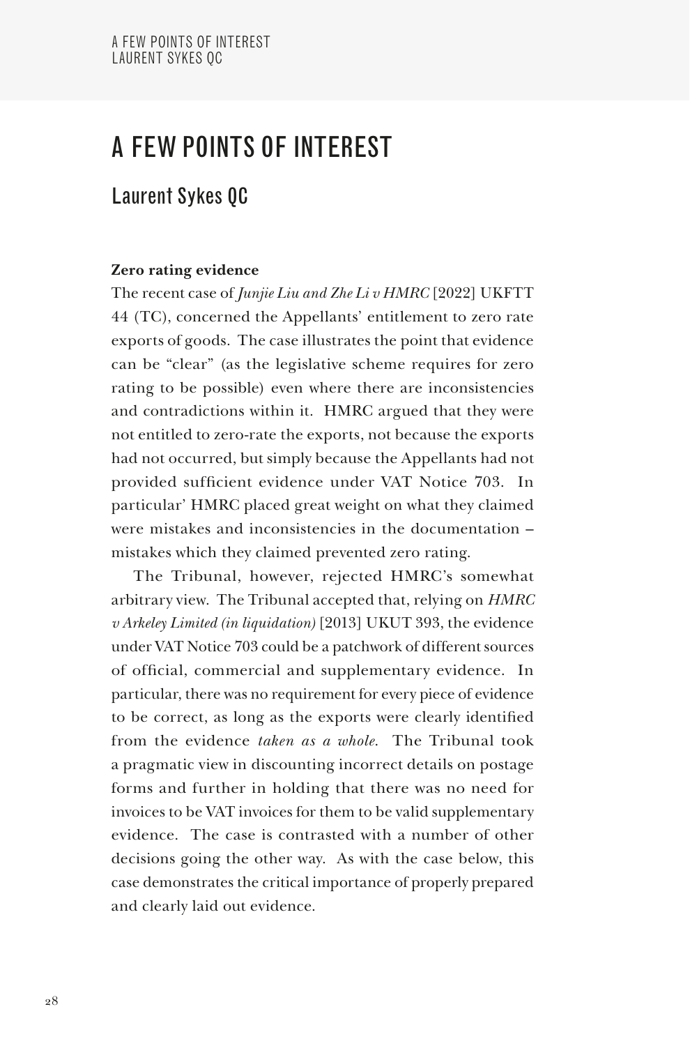# A FEW POINTS OF INTEREST

## Laurent Sykes QC

**Zero rating evidence**

The recent case of *Junjie Liu and Zhe Li v HMRC* [2022] UKFTT 44 (TC), concerned the Appellants' entitlement to zero rate exports of goods. The case illustrates the point that evidence can be "clear" (as the legislative scheme requires for zero rating to be possible) even where there are inconsistencies and contradictions within it. HMRC argued that they were not entitled to zero-rate the exports, not because the exports had not occurred, but simply because the Appellants had not provided sufficient evidence under VAT Notice 703. In particular' HMRC placed great weight on what they claimed were mistakes and inconsistencies in the documentation – mistakes which they claimed prevented zero rating.

The Tribunal, however, rejected HMRC's somewhat arbitrary view. The Tribunal accepted that, relying on *HMRC v Arkeley Limited (in liquidation)* [2013] UKUT 393, the evidence under VAT Notice 703 could be a patchwork of different sources of official, commercial and supplementary evidence. In particular, there was no requirement for every piece of evidence to be correct, as long as the exports were clearly identified from the evidence *taken as a whole*. The Tribunal took a pragmatic view in discounting incorrect details on postage forms and further in holding that there was no need for invoices to be VAT invoices for them to be valid supplementary evidence. The case is contrasted with a number of other decisions going the other way. As with the case below, this case demonstrates the critical importance of properly prepared and clearly laid out evidence.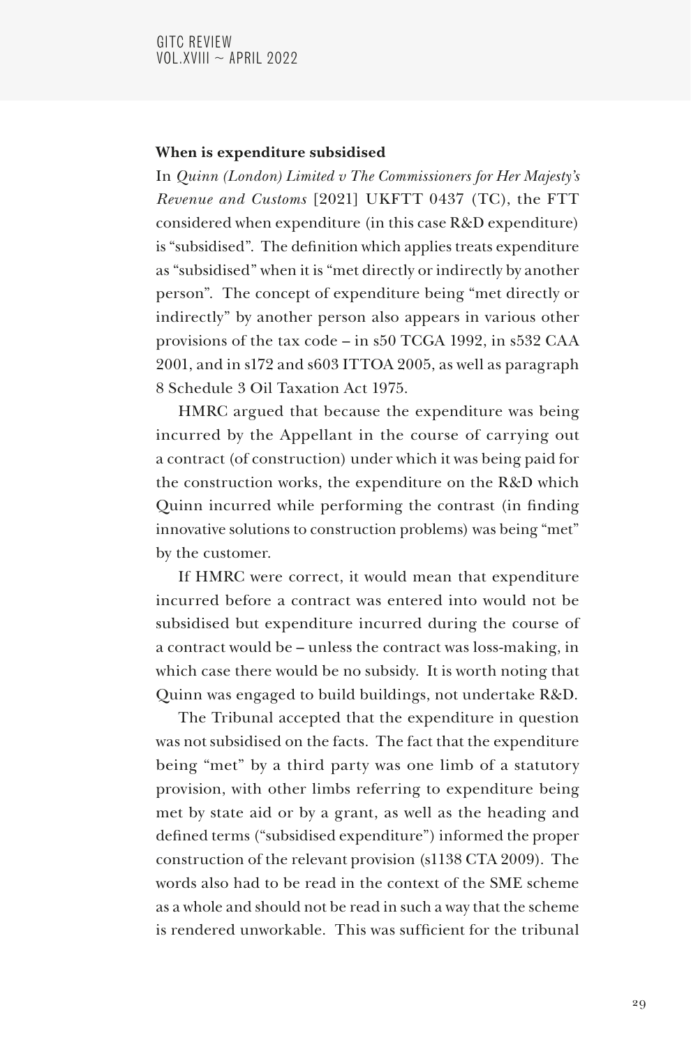**When is expenditure subsidised**

In *Quinn (London) Limited v The Commissioners for Her Majesty's Revenue and Customs* [2021] UKFTT 0437 (TC), the FTT considered when expenditure (in this case R&D expenditure) is "subsidised". The definition which applies treats expenditure as "subsidised" when it is "met directly or indirectly by another person". The concept of expenditure being "met directly or indirectly" by another person also appears in various other provisions of the tax code – in s50 TCGA 1992, in s532 CAA 2001, and in s172 and s603 ITTOA 2005, as well as paragraph 8 Schedule 3 Oil Taxation Act 1975.

HMRC argued that because the expenditure was being incurred by the Appellant in the course of carrying out a contract (of construction) under which it was being paid for the construction works, the expenditure on the R&D which Quinn incurred while performing the contrast (in finding innovative solutions to construction problems) was being "met" by the customer.

If HMRC were correct, it would mean that expenditure incurred before a contract was entered into would not be subsidised but expenditure incurred during the course of a contract would be – unless the contract was loss-making, in which case there would be no subsidy. It is worth noting that Quinn was engaged to build buildings, not undertake R&D.

The Tribunal accepted that the expenditure in question was not subsidised on the facts. The fact that the expenditure being "met" by a third party was one limb of a statutory provision, with other limbs referring to expenditure being met by state aid or by a grant, as well as the heading and defined terms ("subsidised expenditure") informed the proper construction of the relevant provision (s1138 CTA 2009). The words also had to be read in the context of the SME scheme as a whole and should not be read in such a way that the scheme is rendered unworkable. This was sufficient for the tribunal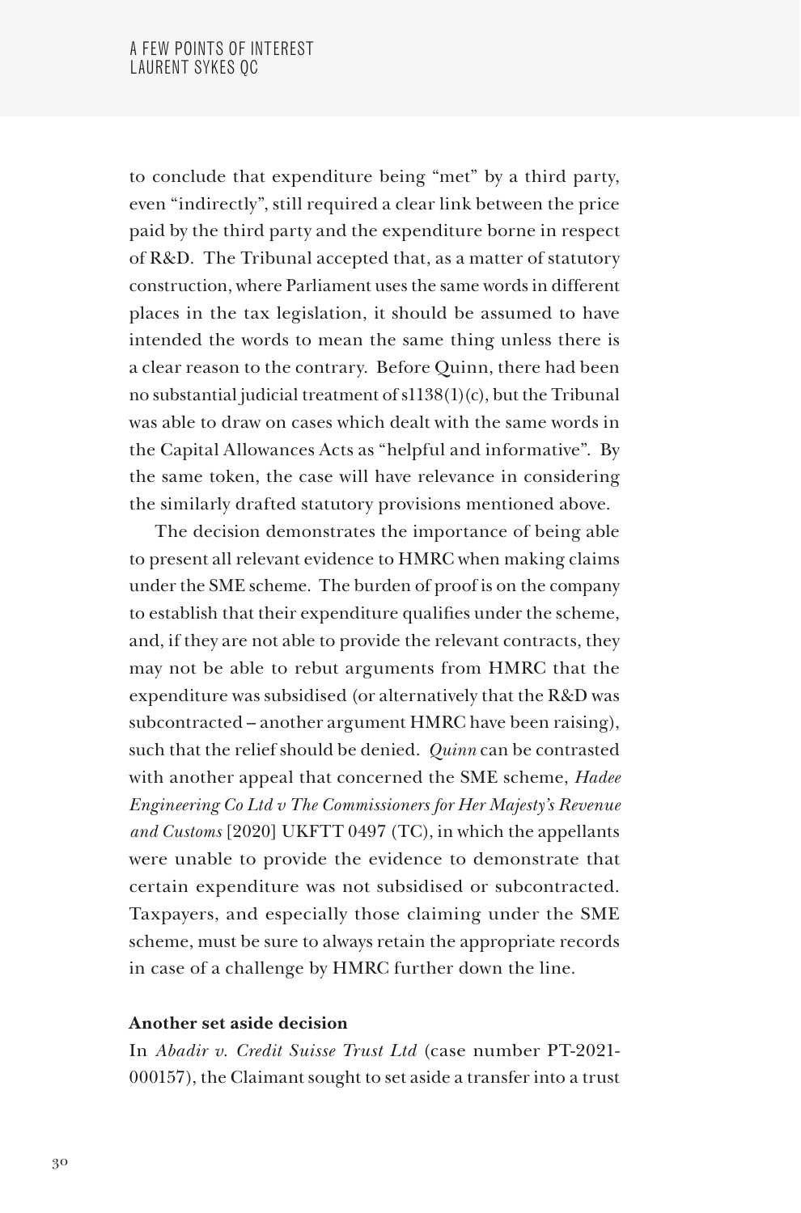to conclude that expenditure being "met" by a third party, even "indirectly", still required a clear link between the price paid by the third party and the expenditure borne in respect of R&D. The Tribunal accepted that, as a matter of statutory construction, where Parliament uses the same words in different places in the tax legislation, it should be assumed to have intended the words to mean the same thing unless there is a clear reason to the contrary. Before Quinn, there had been no substantial judicial treatment of s1138(1)(c), but the Tribunal was able to draw on cases which dealt with the same words in the Capital Allowances Acts as "helpful and informative". By the same token, the case will have relevance in considering the similarly drafted statutory provisions mentioned above.

The decision demonstrates the importance of being able to present all relevant evidence to HMRC when making claims under the SME scheme. The burden of proof is on the company to establish that their expenditure qualifies under the scheme, and, if they are not able to provide the relevant contracts, they may not be able to rebut arguments from HMRC that the expenditure was subsidised (or alternatively that the R&D was subcontracted – another argument HMRC have been raising), such that the relief should be denied. *Quinn* can be contrasted with another appeal that concerned the SME scheme, *Hadee Engineering Co Ltd v The Commissioners for Her Majesty's Revenue and Customs* [2020] UKFTT 0497 (TC), in which the appellants were unable to provide the evidence to demonstrate that certain expenditure was not subsidised or subcontracted. Taxpayers, and especially those claiming under the SME scheme, must be sure to always retain the appropriate records in case of a challenge by HMRC further down the line.

**Another set aside decision**

In *Abadir v. Credit Suisse Trust Ltd* (case number PT-2021-000157), the Claimant sought to set aside a transfer into a trust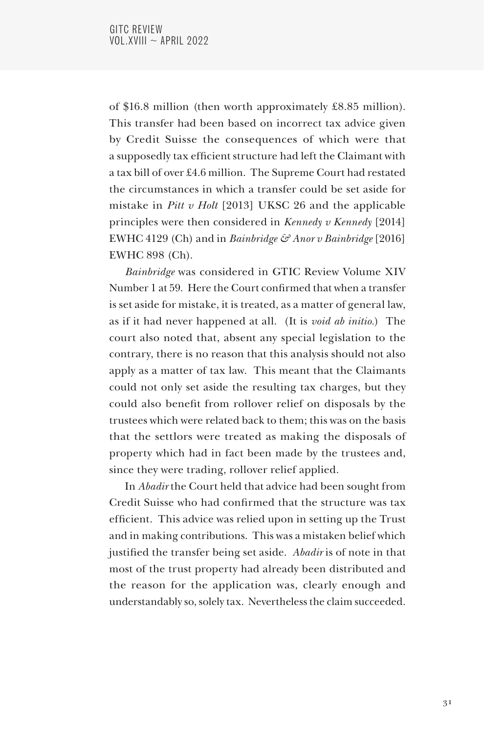of $16.8 million (then worth approximately £8.85 million). This transfer had been based on incorrect tax advice given by Credit Suisse the consequences of which were that a supposedly tax efficient structure had left the Claimant with a tax bill of over £4.6 million. The Supreme Court had restated the circumstances in which a transfer could be set aside for mistake in *Pitt v Holt* [2013] UKSC 26 and the applicable principles were then considered in *Kennedy v Kennedy* [2014] EWHC 4129 (Ch) and in *Bainbridge & Anor v Bainbridge* [2016] EWHC 898 (Ch).

*Bainbridge* was considered in GTIC Review Volume XIV Number 1 at 59. Here the Court confirmed that when a transfer is set aside for mistake, it is treated, as a matter of general law, as if it had never happened at all. (It is *void ab initio*.) The court also noted that, absent any special legislation to the contrary, there is no reason that this analysis should not also apply as a matter of tax law. This meant that the Claimants could not only set aside the resulting tax charges, but they could also benefit from rollover relief on disposals by the trustees which were related back to them; this was on the basis that the settlors were treated as making the disposals of property which had in fact been made by the trustees and, since they were trading, rollover relief applied.

In *Abadir* the Court held that advice had been sought from Credit Suisse who had confirmed that the structure was tax efficient. This advice was relied upon in setting up the Trust and in making contributions. This was a mistaken belief which justified the transfer being set aside. *Abadir* is of note in that most of the trust property had already been distributed and the reason for the application was, clearly enough and understandably so, solely tax. Nevertheless the claim succeeded.